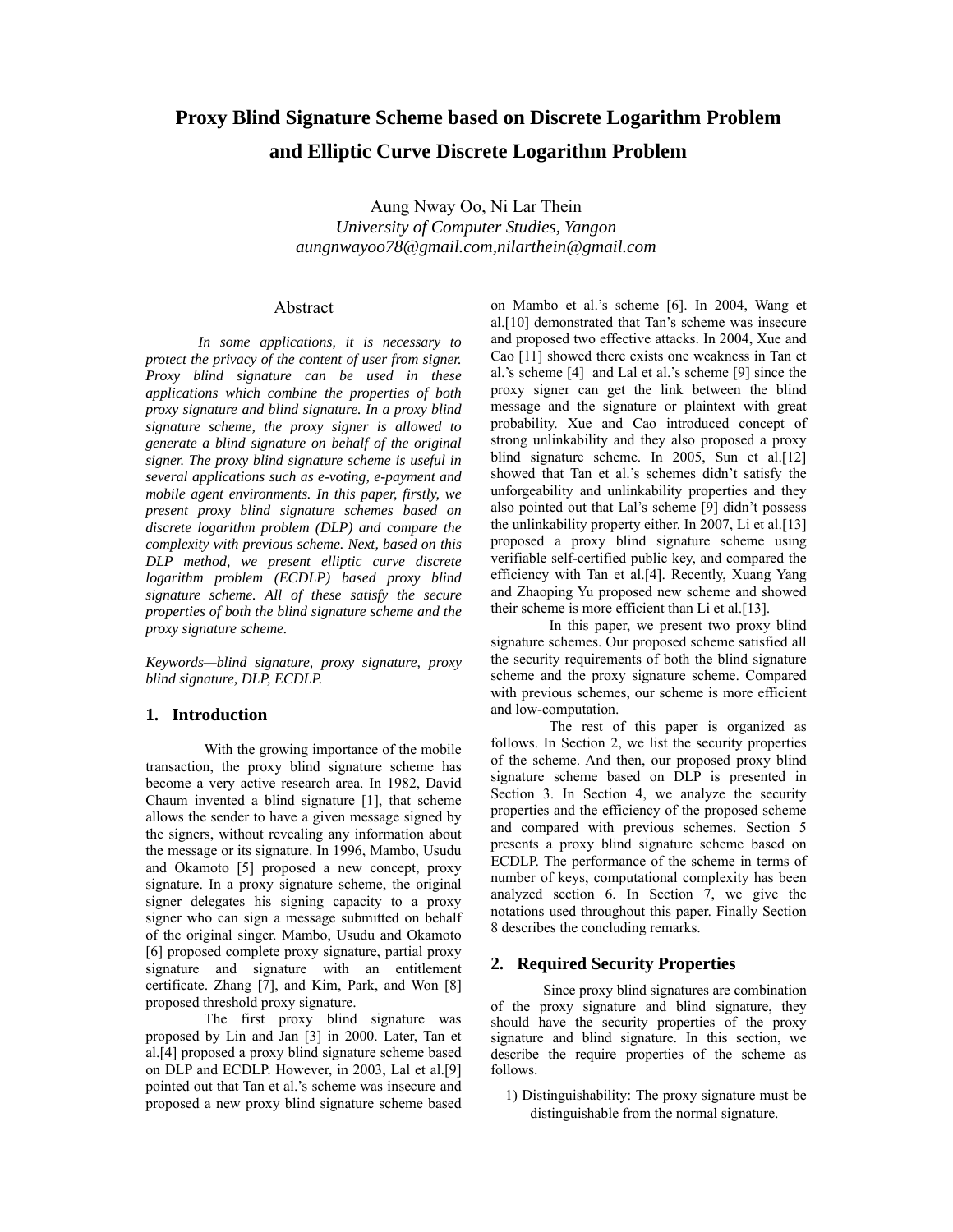# Proxy Blind Signature Scheme based on Discrete Logarithm Problem and Elliptic Curve Discrete Logarithm Problem

Aung Nway Oo, Ni Lar Thein
*University of Computer Studies, Yangon*
*aungnwayoo78@gmail.com,nilarthein@gmail.com*

## Abstract

*In some applications, it is necessary to protect the privacy of the content of user from signer. Proxy blind signature can be used in these applications which combine the properties of both proxy signature and blind signature. In a proxy blind signature scheme, the proxy signer is allowed to generate a blind signature on behalf of the original signer. The proxy blind signature scheme is useful in several applications such as e-voting, e-payment and mobile agent environments. In this paper, firstly, we present proxy blind signature schemes based on discrete logarithm problem (DLP) and compare the complexity with previous scheme. Next, based on this DLP method, we present elliptic curve discrete logarithm problem (ECDLP) based proxy blind signature scheme. All of these satisfy the secure properties of both the blind signature scheme and the proxy signature scheme.*

*Keywords—blind signature, proxy signature, proxy blind signature, DLP, ECDLP.*

## 1. Introduction

With the growing importance of the mobile transaction, the proxy blind signature scheme has become a very active research area. In 1982, David Chaum invented a blind signature [1], that scheme allows the sender to have a given message signed by the signers, without revealing any information about the message or its signature. In 1996, Mambo, Usudu and Okamoto [5] proposed a new concept, proxy signature. In a proxy signature scheme, the original signer delegates his signing capacity to a proxy signer who can sign a message submitted on behalf of the original singer. Mambo, Usudu and Okamoto [6] proposed complete proxy signature, partial proxy signature and signature with an entitlement certificate. Zhang [7], and Kim, Park, and Won [8] proposed threshold proxy signature.

The first proxy blind signature was proposed by Lin and Jan [3] in 2000. Later, Tan et al.[4] proposed a proxy blind signature scheme based on DLP and ECDLP. However, in 2003, Lal et al.[9] pointed out that Tan et al.'s scheme was insecure and proposed a new proxy blind signature scheme based on Mambo et al.'s scheme [6]. In 2004, Wang et al.[10] demonstrated that Tan's scheme was insecure and proposed two effective attacks. In 2004, Xue and Cao [11] showed there exists one weakness in Tan et al.'s scheme [4] and Lal et al.'s scheme [9] since the proxy signer can get the link between the blind message and the signature or plaintext with great probability. Xue and Cao introduced concept of strong unlinkability and they also proposed a proxy blind signature scheme. In 2005, Sun et al.[12] showed that Tan et al.'s schemes didn't satisfy the unforgeability and unlinkability properties and they also pointed out that Lal's scheme [9] didn't possess the unlinkability property either. In 2007, Li et al.[13] proposed a proxy blind signature scheme using verifiable self-certified public key, and compared the efficiency with Tan et al.[4]. Recently, Xuang Yang and Zhaoping Yu proposed new scheme and showed their scheme is more efficient than Li et al.[13].

In this paper, we present two proxy blind signature schemes. Our proposed scheme satisfied all the security requirements of both the blind signature scheme and the proxy signature scheme. Compared with previous schemes, our scheme is more efficient and low-computation.

The rest of this paper is organized as follows. In Section 2, we list the security properties of the scheme. And then, our proposed proxy blind signature scheme based on DLP is presented in Section 3. In Section 4, we analyze the security properties and the efficiency of the proposed scheme and compared with previous schemes. Section 5 presents a proxy blind signature scheme based on ECDLP. The performance of the scheme in terms of number of keys, computational complexity has been analyzed section 6. In Section 7, we give the notations used throughout this paper. Finally Section 8 describes the concluding remarks.

## 2. Required Security Properties

Since proxy blind signatures are combination of the proxy signature and blind signature, they should have the security properties of the proxy signature and blind signature. In this section, we describe the require properties of the scheme as follows.

1) Distinguishability: The proxy signature must be distinguishable from the normal signature.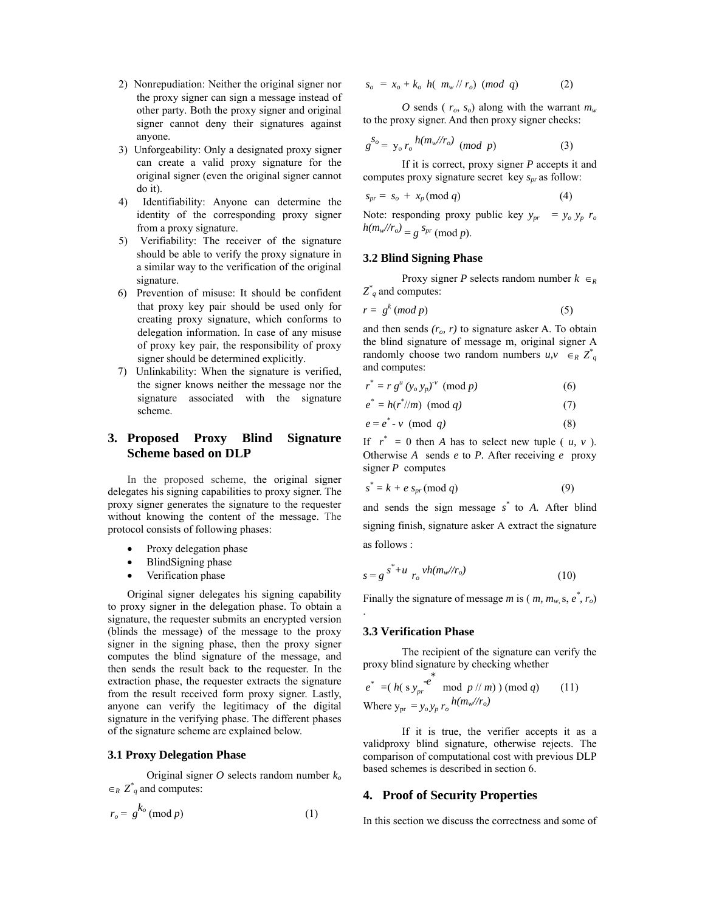2) Nonrepudiation: Neither the original signer nor the proxy signer can sign a message instead of other party. Both the proxy signer and original signer cannot deny their signatures against anyone.
3) Unforgeability: Only a designated proxy signer can create a valid proxy signature for the original signer (even the original signer cannot do it).
4) Identifiability: Anyone can determine the identity of the corresponding proxy signer from a proxy signature.
5) Verifiability: The receiver of the signature should be able to verify the proxy signature in a similar way to the verification of the original signature.
6) Prevention of misuse: It should be confident that proxy key pair should be used only for creating proxy signature, which conforms to delegation information. In case of any misuse of proxy key pair, the responsibility of proxy signer should be determined explicitly.
7) Unlinkability: When the signature is verified, the signer knows neither the message nor the signature associated with the signature scheme.

## 3. Proposed Proxy Blind Signature Scheme based on DLP

In the proposed scheme, the original signer delegates his signing capabilities to proxy signer. The proxy signer generates the signature to the requester without knowing the content of the message. The protocol consists of following phases:

- Proxy delegation phase
- BlindSigning phase
- Verification phase

Original signer delegates his signing capability to proxy signer in the delegation phase. To obtain a signature, the requester submits an encrypted version (blinds the message) of the message to the proxy signer in the signing phase, then the proxy signer computes the blind signature of the message, and then sends the result back to the requester. In the extraction phase, the requester extracts the signature from the result received form proxy signer. Lastly, anyone can verify the legitimacy of the digital signature in the verifying phase. The different phases of the signature scheme are explained below.

### 3.1 Proxy Delegation Phase

Original signer $O$ selects random number $k_o \in_R Z^*_q$ and computes:

$$r_o = g^{k_o} \pmod p \qquad (1)$$

$$s_o = x_o + k_o \; h(m_w \,//\, r_o) \pmod q \qquad (2)$$

$O$ sends ($r_o$, $s_o$) along with the warrant $m_w$ to the proxy signer. And then proxy signer checks:

$$g^{s_o} = y_o \, r_o^{\,h(m_w//r_o)} \pmod p \qquad (3)$$

If it is correct, proxy signer $P$ accepts it and computes proxy signature secret key $s_{pr}$ as follow:

$$s_{pr} = s_o + x_p \pmod q \qquad (4)$$

Note: responding proxy public key $y_{pr} = y_o \, y_p \, r_o^{\,h(m_w//r_o)} = g^{s_{pr}} \pmod p$.

### 3.2 Blind Signing Phase

Proxy signer $P$ selects random number $k \in_R Z^*_q$ and computes:

$$r = g^k \pmod p \qquad (5)$$

and then sends $(r_o, r)$ to signature asker A. To obtain the blind signature of message m, original signer A randomly choose two random numbers $u, v \in_R Z^*_q$ and computes:

$$r^* = r \, g^u \, (y_o \, y_p)^{-v} \pmod p \qquad (6)$$

$$e^* = h(r^* // m) \pmod q \qquad (7)$$

$$e = e^* - v \pmod q \qquad (8)$$

If $r^* = 0$ then $A$ has to select new tuple ($u$, $v$). Otherwise $A$ sends $e$ to $P$. After receiving $e$ proxy signer $P$ computes

$$s^* = k + e \, s_{pr} \pmod q \qquad (9)$$

and sends the sign message $s^*$ to $A$. After blind signing finish, signature asker A extract the signature as follows :

$$s = g^{s^* + u} \, r_o^{\,vh(m_w//r_o)} \qquad (10)$$

Finally the signature of message $m$ is ($m$, $m_w$, s, $e^*$, $r_o$) .

### 3.3 Verification Phase

The recipient of the signature can verify the proxy blind signature by checking whether

$$e^* = (\, h(\, s \, y_{pr}^{-e^*} \bmod p \,//\, m)\,) \pmod q \qquad (11)$$

Where $y_{pr} = y_o \, y_p \, r_o^{\,h(m_w//r_o)}$

If it is true, the verifier accepts it as a validproxy blind signature, otherwise rejects. The comparison of computational cost with previous DLP based schemes is described in section 6.

## 4. Proof of Security Properties

In this section we discuss the correctness and some of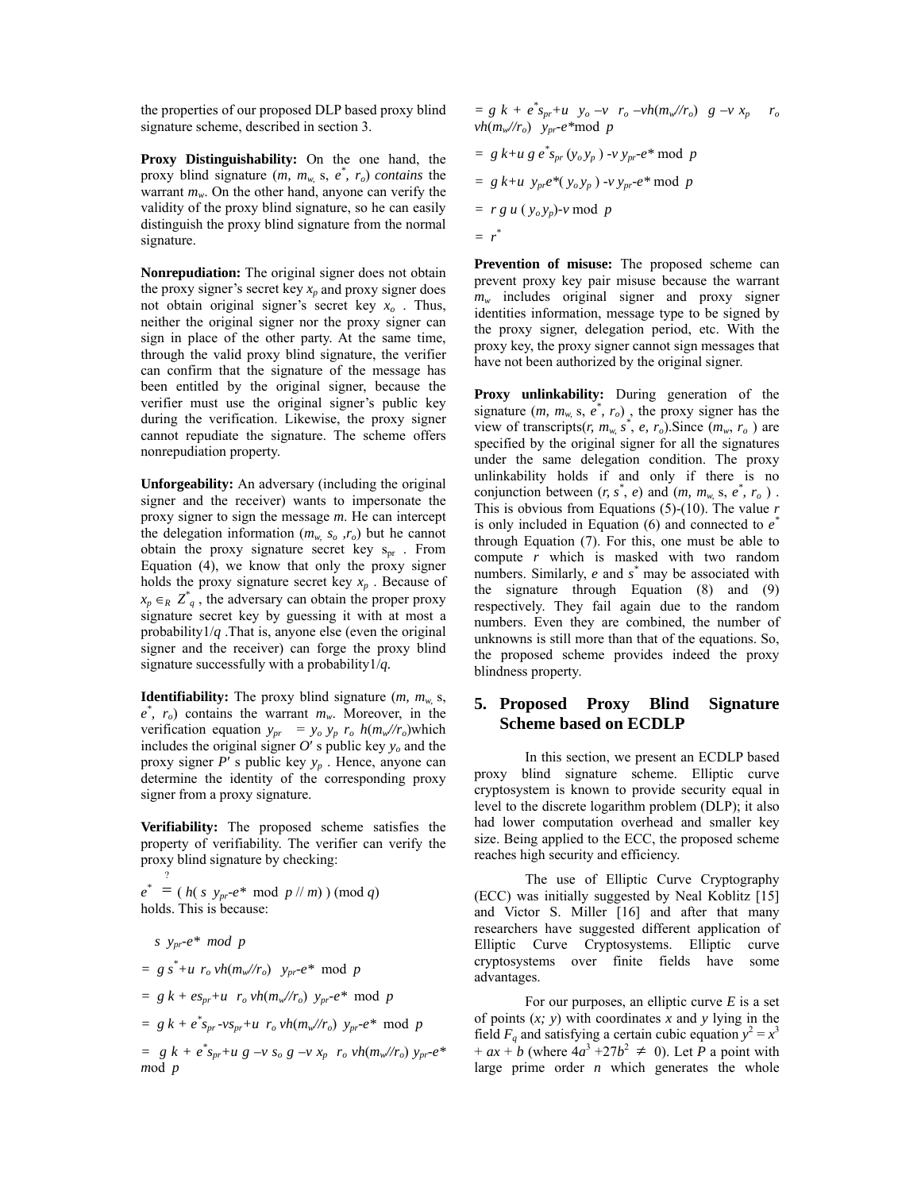the properties of our proposed DLP based proxy blind signature scheme, described in section 3.

**Proxy Distinguishability:** On the one hand, the proxy blind signature ($m, m_w,$ s, $e^*, r_o$) *contains* the warrant $m_w$. On the other hand, anyone can verify the validity of the proxy blind signature, so he can easily distinguish the proxy blind signature from the normal signature.

**Nonrepudiation:** The original signer does not obtain the proxy signer's secret key $x_p$ and proxy signer does not obtain original signer's secret key $x_o$ . Thus, neither the original signer nor the proxy signer can sign in place of the other party. At the same time, through the valid proxy blind signature, the verifier can confirm that the signature of the message has been entitled by the original signer, because the verifier must use the original signer's public key during the verification. Likewise, the proxy signer cannot repudiate the signature. The scheme offers nonrepudiation property.

**Unforgeability:** An adversary (including the original signer and the receiver) wants to impersonate the proxy signer to sign the message *m*. He can intercept the delegation information ($m_w, s_o, r_o$) but he cannot obtain the proxy signature secret key $s_{pr}$ . From Equation (4), we know that only the proxy signer holds the proxy signature secret key $x_p$ . Because of $x_p \in_R Z^*_q$ , the adversary can obtain the proper proxy signature secret key by guessing it with at most a probability$1/q$ .That is, anyone else (even the original signer and the receiver) can forge the proxy blind signature successfully with a probability$1/q$.

**Identifiability:** The proxy blind signature ($m, m_w,$ s, $e^*, r_o$) contains the warrant $m_w$. Moreover, in the verification equation $y_{pr} = y_o\ y_p\ r_o\ h(m_w//r_o)$which includes the original signer $O'$ s public key $y_o$ and the proxy signer $P'$ s public key $y_p$ . Hence, anyone can determine the identity of the corresponding proxy signer from a proxy signature.

**Verifiability:** The proposed scheme satisfies the property of verifiability. The verifier can verify the proxy blind signature by checking:

$$e^* \stackrel{?}{=} (\ h(\ s\ \ y_{pr}\text{-}e^*\ \bmod\ p\ //\ m)\ )\ (\bmod\ q)$$

holds. This is because:

$s\ \ y_{pr}\text{-}e^*\ mod\ \ p$

$= g\ s^*{+}u\ \ r_o\ vh(m_w//r_o)\ \ y_{pr}\text{-}e^*\ \bmod\ p$

$= g\ k + es_{pr}{+}u\ \ r_o\ vh(m_w//r_o)\ \ y_{pr}\text{-}e^*\ \bmod\ p$

$= g\ k + e^*s_{pr}\ \text{-}vs_{pr}{+}u\ \ r_o\ vh(m_w//r_o)\ \ y_{pr}\text{-}e^*\ \bmod\ p$

$= g\ k + e^*s_{pr}{+}u\ g\ {-}v\ s_o\ g\ {-}v\ x_p\ \ r_o\ vh(m_w//r_o)\ y_{pr}\text{-}e^*\ \bmod\ p$

$= g\ k + e^*s_{pr}{+}u\ \ y_o\ {-}v\ \ r_o\ {-}vh(m_w//r_o)\ \ g\ {-}v\ x_p\ \ \ r_o\ vh(m_w//r_o)\ \ y_{pr}\text{-}e^*\bmod\ p$

$= g\ k{+}u\ g\ e^*s_{pr}\ (y_o\,y_p\ )\ \text{-}v\ y_{pr}\text{-}e^*\ \bmod\ p$

$= g\ k{+}u\ \ y_{pr}e^*(\ y_o\,y_p\ )\ \text{-}v\ y_{pr}\text{-}e^*\ \bmod\ p$

$= r\ g\ u\ (\ y_o\,y_p)\text{-}v\ \bmod\ p$

$= r^*$

**Prevention of misuse:** The proposed scheme can prevent proxy key pair misuse because the warrant $m_w$ includes original signer and proxy signer identities information, message type to be signed by the proxy signer, delegation period, etc. With the proxy key, the proxy signer cannot sign messages that have not been authorized by the original signer.

**Proxy unlinkability:** During generation of the signature ($m, m_w,$ s, $e^*, r_o$) , the proxy signer has the view of transcripts($r, m_w, s^*, e, r_o$).Since ($m_w, r_o$ ) are specified by the original signer for all the signatures under the same delegation condition. The proxy unlinkability holds if and only if there is no conjunction between ($r, s^*, e$) and ($m, m_w,$ s, $e^*, r_o$ ) . This is obvious from Equations (5)-(10). The value *r* is only included in Equation (6) and connected to $e^*$ through Equation (7). For this, one must be able to compute *r* which is masked with two random numbers. Similarly, *e* and $s^*$ may be associated with the signature through Equation (8) and (9) respectively. They fail again due to the random numbers. Even they are combined, the number of unknowns is still more than that of the equations. So, the proposed scheme provides indeed the proxy blindness property.

## 5. Proposed Proxy Blind Signature Scheme based on ECDLP

In this section, we present an ECDLP based proxy blind signature scheme. Elliptic curve cryptosystem is known to provide security equal in level to the discrete logarithm problem (DLP); it also had lower computation overhead and smaller key size. Being applied to the ECC, the proposed scheme reaches high security and efficiency.

The use of Elliptic Curve Cryptography (ECC) was initially suggested by Neal Koblitz [15] and Victor S. Miller [16] and after that many researchers have suggested different application of Elliptic Curve Cryptosystems. Elliptic curve cryptosystems over finite fields have some advantages.

For our purposes, an elliptic curve *E* is a set of points ($x; y$) with coordinates *x* and *y* lying in the field $F_q$ and satisfying a certain cubic equation $y^2 = x^3 + ax + b$ (where $4a^3 + 27b^2 \neq 0$). Let *P* a point with large prime order *n* which generates the whole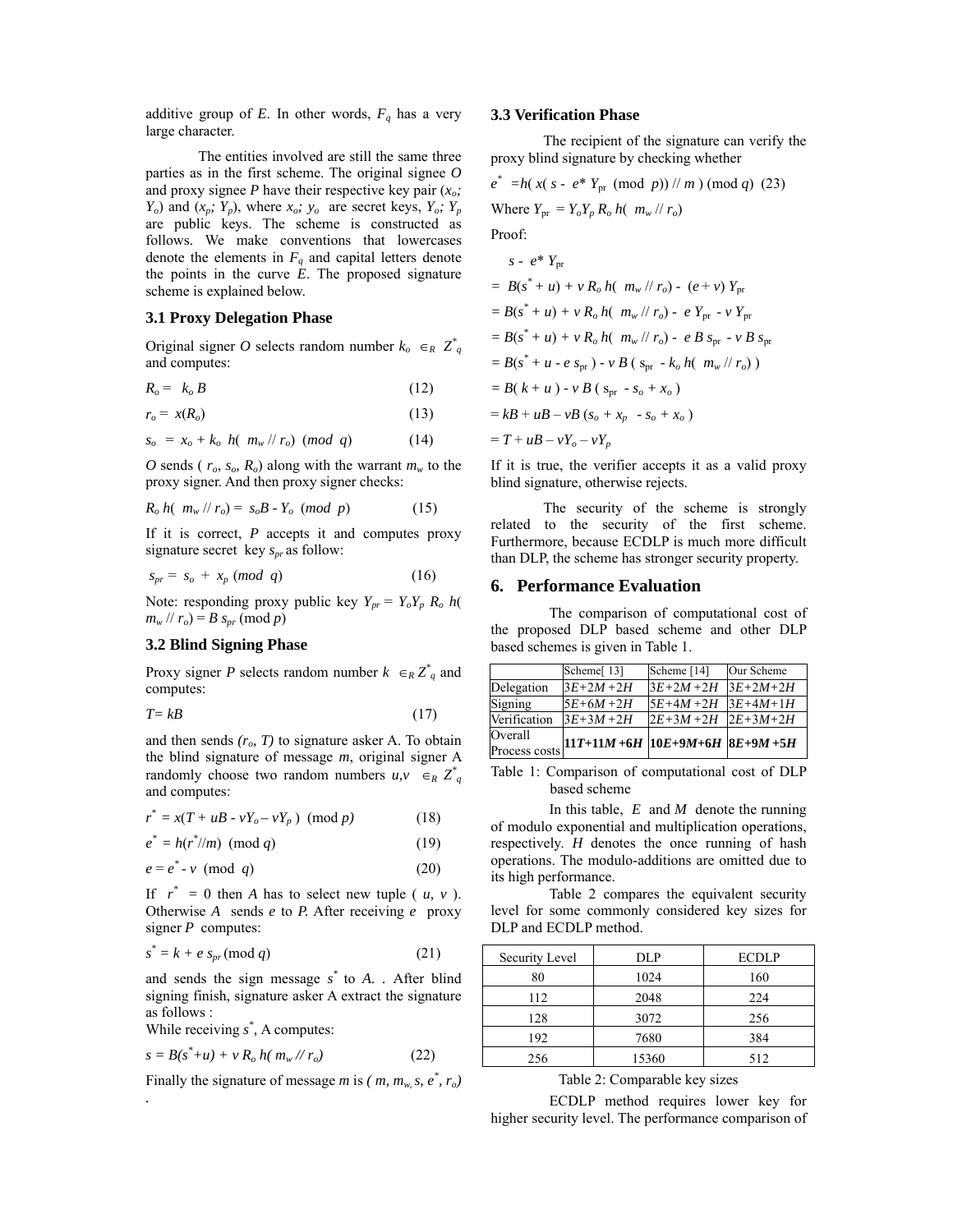additive group of $E$. In other words, $F_q$ has a very large character.

The entities involved are still the same three parties as in the first scheme. The original signee $O$ and proxy signee $P$ have their respective key pair ($x_o$; $Y_o$) and ($x_p$; $Y_p$), where $x_o$; $y_o$ are secret keys, $Y_o$; $Y_p$ are public keys. The scheme is constructed as follows. We make conventions that lowercases denote the elements in $F_q$ and capital letters denote the points in the curve $E$. The proposed signature scheme is explained below.

### 3.1 Proxy Delegation Phase

Original signer $O$ selects random number $k_o \in_R Z^*_q$ and computes:

$$R_o = k_o B \quad (12)$$

$$r_o = x(R_o) \quad (13)$$

$$s_o = x_o + k_o\ h(m_w // r_o) \ (mod\ q) \quad (14)$$

$O$ sends ( $r_o$, $s_o$, $R_o$) along with the warrant $m_w$ to the proxy signer. And then proxy signer checks:

$$R_o\ h(m_w // r_o) = s_o B - Y_o \ (mod\ p) \quad (15)$$

If it is correct, $P$ accepts it and computes proxy signature secret key $s_{pr}$ as follow:

$$s_{pr} = s_o + x_p \ (mod\ q) \quad (16)$$

Note: responding proxy public key $Y_{pr} = Y_o Y_p\ R_o\ h(m_w // r_o) = B\ s_{pr}$ (mod $p$)

### 3.2 Blind Signing Phase

Proxy signer $P$ selects random number $k \in_R Z^*_q$ and computes:

$$T = kB \quad (17)$$

and then sends $(r_o, T)$ to signature asker A. To obtain the blind signature of message $m$, original signer A randomly choose two random numbers $u,v \in_R Z^*_q$ and computes:

$$r^* = x(T + uB - vY_o - vY_p) \ (\text{mod } p) \quad (18)$$

$$e^* = h(r^*//m) \ (\text{mod } q) \quad (19)$$

$$e = e^* - v \ (\text{mod } q) \quad (20)$$

If $r^* = 0$ then $A$ has to select new tuple ( $u$, $v$ ). Otherwise $A$ sends $e$ to $P$. After receiving $e$ proxy signer $P$ computes:

$$s^* = k + e\ s_{pr} \ (\text{mod } q) \quad (21)$$

and sends the sign message $s^*$ to $A$. . After blind signing finish, signature asker A extract the signature as follows :

While receiving $s^*$, A computes:

$$s = B(s^*+u) + v\ R_o\ h(m_w // r_o) \quad (22)$$

Finally the signature of message $m$ is $(m, m_w, s, e^*, r_o)$ .

### 3.3 Verification Phase

The recipient of the signature can verify the proxy blind signature by checking whether

$$e^* = h(x(s - e^* Y_{pr} \ (\text{mod } p)) // m) \ (\text{mod } q) \quad (23)$$

Where $Y_{pr} = Y_o Y_p\ R_o\ h(m_w // r_o)$

Proof:

$$
\begin{aligned}
& s - e^* Y_{pr} \\
&= B(s^* + u) + v\ R_o\ h(m_w // r_o) - (e + v)\ Y_{pr} \\
&= B(s^* + u) + v\ R_o\ h(m_w // r_o) - e\ Y_{pr} - v\ Y_{pr} \\
&= B(s^* + u) + v\ R_o\ h(m_w // r_o) - e\ B\ s_{pr} - v\ B\ s_{pr} \\
&= B(s^* + u - e\ s_{pr}) - v\ B\ (s_{pr} - k_o\ h(m_w // r_o)) \\
&= B(k + u) - v\ B\ (s_{pr} - s_o + x_o) \\
&= kB + uB - vB\ (s_o + x_p - s_o + x_o) \\
&= T + uB - vY_o - vY_p
\end{aligned}
$$

If it is true, the verifier accepts it as a valid proxy blind signature, otherwise rejects.

The security of the scheme is strongly related to the security of the first scheme. Furthermore, because ECDLP is much more difficult than DLP, the scheme has stronger security property.

## 6. Performance Evaluation

The comparison of computational cost of the proposed DLP based scheme and other DLP based schemes is given in Table 1.

| | Scheme[ 13] | Scheme [14] | Our Scheme |
|---|---|---|---|
| Delegation | $3E+2M+2H$ | $3E+2M+2H$ | $3E+2M+2H$ |
| Signing | $5E+6M+2H$ | $5E+4M+2H$ | $3E+4M+1H$ |
| Verification | $3E+3M+2H$ | $2E+3M+2H$ | $2E+3M+2H$ |
| Overall Process costs | $\mathbf{11T+11M+6H}$ | $\mathbf{10E+9M+6H}$ | $\mathbf{8E+9M+5H}$ |

Table 1: Comparison of computational cost of DLP based scheme

In this table, $E$ and $M$ denote the running of modulo exponential and multiplication operations, respectively. $H$ denotes the once running of hash operations. The modulo-additions are omitted due to its high performance.

Table 2 compares the equivalent security level for some commonly considered key sizes for DLP and ECDLP method.

| Security Level | DLP | ECDLP |
|---|---|---|
| 80 | 1024 | 160 |
| 112 | 2048 | 224 |
| 128 | 3072 | 256 |
| 192 | 7680 | 384 |
| 256 | 15360 | 512 |

Table 2: Comparable key sizes

ECDLP method requires lower key for higher security level. The performance comparison of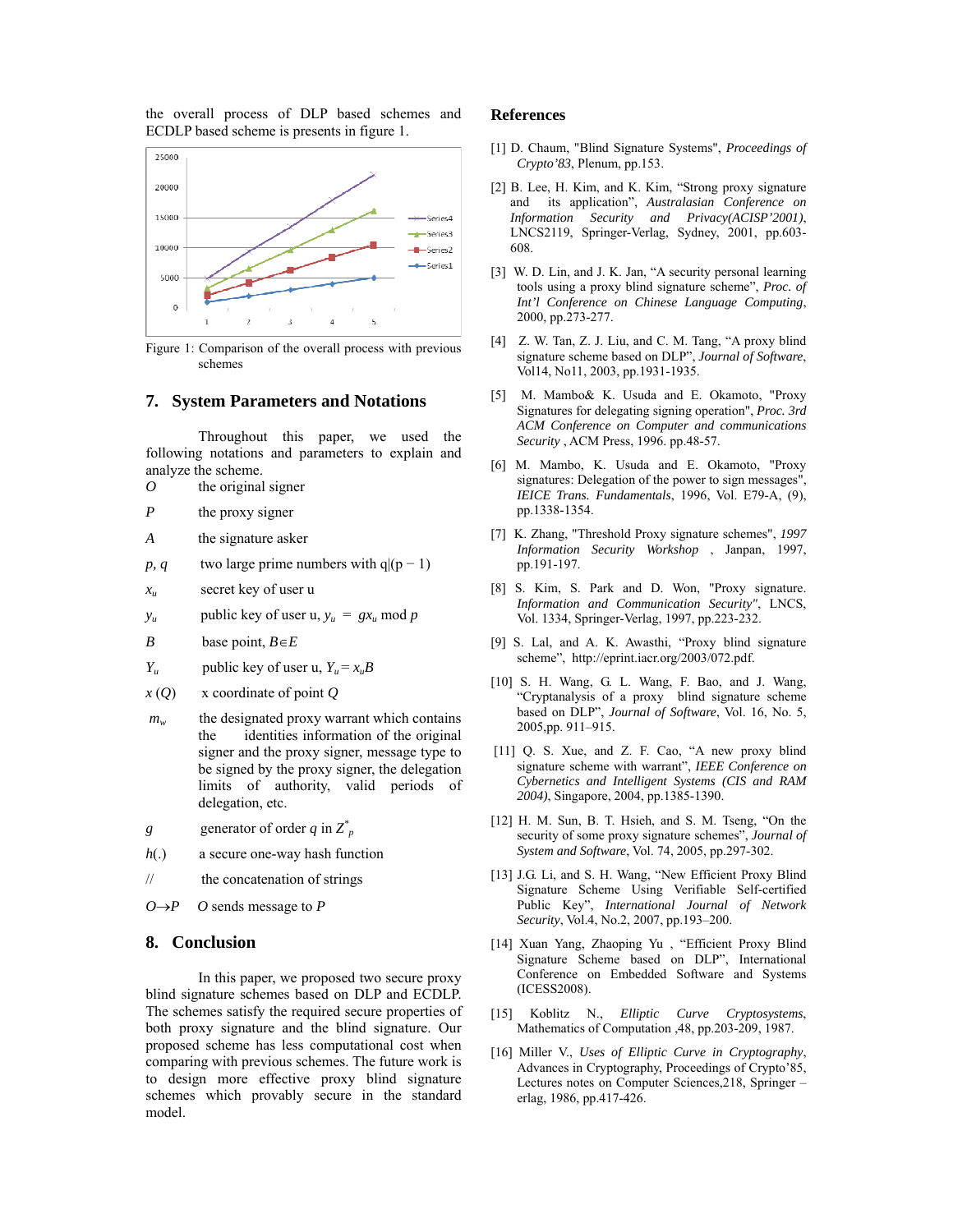the overall process of DLP based schemes and ECDLP based scheme is presents in figure 1.

25000
20000
15000
10000
5000
0
1 2 3 4 5
Series4
Series3
Series2
Series1

Figure 1: Comparison of the overall process with previous schemes

## 7. System Parameters and Notations

Throughout this paper, we used the following notations and parameters to explain and analyze the scheme.

- $O$ the original signer
- $P$ the proxy signer
- $A$ the signature asker
- $p, q$ two large prime numbers with $q|(p-1)$
- $x_u$ secret key of user u
- $y_u$ public key of user u, $y_u = gx_u \bmod p$
- $B$ base point, $B \in E$
- $Y_u$ public key of user u, $Y_u = x_u B$
- $x(Q)$ x coordinate of point $Q$
- $m_w$ the designated proxy warrant which contains the identities information of the original signer and the proxy signer, message type to be signed by the proxy signer, the delegation limits of authority, valid periods of delegation, etc.
- $g$ generator of order $q$ in $Z^*_p$
- $h(.)$ a secure one-way hash function
- $//$ the concatenation of strings
- $O \rightarrow P$ $O$ sends message to $P$

## 8. Conclusion

In this paper, we proposed two secure proxy blind signature schemes based on DLP and ECDLP. The schemes satisfy the required secure properties of both proxy signature and the blind signature. Our proposed scheme has less computational cost when comparing with previous schemes. The future work is to design more effective proxy blind signature schemes which provably secure in the standard model.

## References

[1] D. Chaum, "Blind Signature Systems", *Proceedings of Crypto'83*, Plenum, pp.153.

[2] B. Lee, H. Kim, and K. Kim, "Strong proxy signature and its application", *Australasian Conference on Information Security and Privacy(ACISP'2001)*, LNCS2119, Springer-Verlag, Sydney, 2001, pp.603-608.

[3] W. D. Lin, and J. K. Jan, "A security personal learning tools using a proxy blind signature scheme", *Proc. of Int'l Conference on Chinese Language Computing*, 2000, pp.273-277.

[4] Z. W. Tan, Z. J. Liu, and C. M. Tang, "A proxy blind signature scheme based on DLP", *Journal of Software*, Vol14, No11, 2003, pp.1931-1935.

[5] M. Mambo& K. Usuda and E. Okamoto, "Proxy Signatures for delegating signing operation", *Proc. 3rd ACM Conference on Computer and communications Security* , ACM Press, 1996. pp.48-57.

[6] M. Mambo, K. Usuda and E. Okamoto, "Proxy signatures: Delegation of the power to sign messages", *IEICE Trans. Fundamentals*, 1996, Vol. E79-A, (9), pp.1338-1354.

[7] K. Zhang, "Threshold Proxy signature schemes", *1997 Information Security Workshop* , Janpan, 1997, pp.191-197.

[8] S. Kim, S. Park and D. Won, "Proxy signature. *Information and Communication Security"*, LNCS, Vol. 1334, Springer-Verlag, 1997, pp.223-232.

[9] S. Lal, and A. K. Awasthi, "Proxy blind signature scheme", http://eprint.iacr.org/2003/072.pdf.

[10] S. H. Wang, G. L. Wang, F. Bao, and J. Wang, "Cryptanalysis of a proxy blind signature scheme based on DLP", *Journal of Software*, Vol. 16, No. 5, 2005,pp. 911–915.

[11] Q. S. Xue, and Z. F. Cao, "A new proxy blind signature scheme with warrant", *IEEE Conference on Cybernetics and Intelligent Systems (CIS and RAM 2004)*, Singapore, 2004, pp.1385-1390.

[12] H. M. Sun, B. T. Hsieh, and S. M. Tseng, "On the security of some proxy signature schemes", *Journal of System and Software*, Vol. 74, 2005, pp.297-302.

[13] J.G. Li, and S. H. Wang, "New Efficient Proxy Blind Signature Scheme Using Verifiable Self-certified Public Key", *International Journal of Network Security*, Vol.4, No.2, 2007, pp.193–200.

[14] Xuan Yang, Zhaoping Yu , "Efficient Proxy Blind Signature Scheme based on DLP", International Conference on Embedded Software and Systems (ICESS2008).

[15] Koblitz N., *Elliptic Curve Cryptosystems*, Mathematics of Computation ,48, pp.203-209, 1987.

[16] Miller V., *Uses of Elliptic Curve in Cryptography*, Advances in Cryptography, Proceedings of Crypto'85, Lectures notes on Computer Sciences,218, Springer – erlag, 1986, pp.417-426.